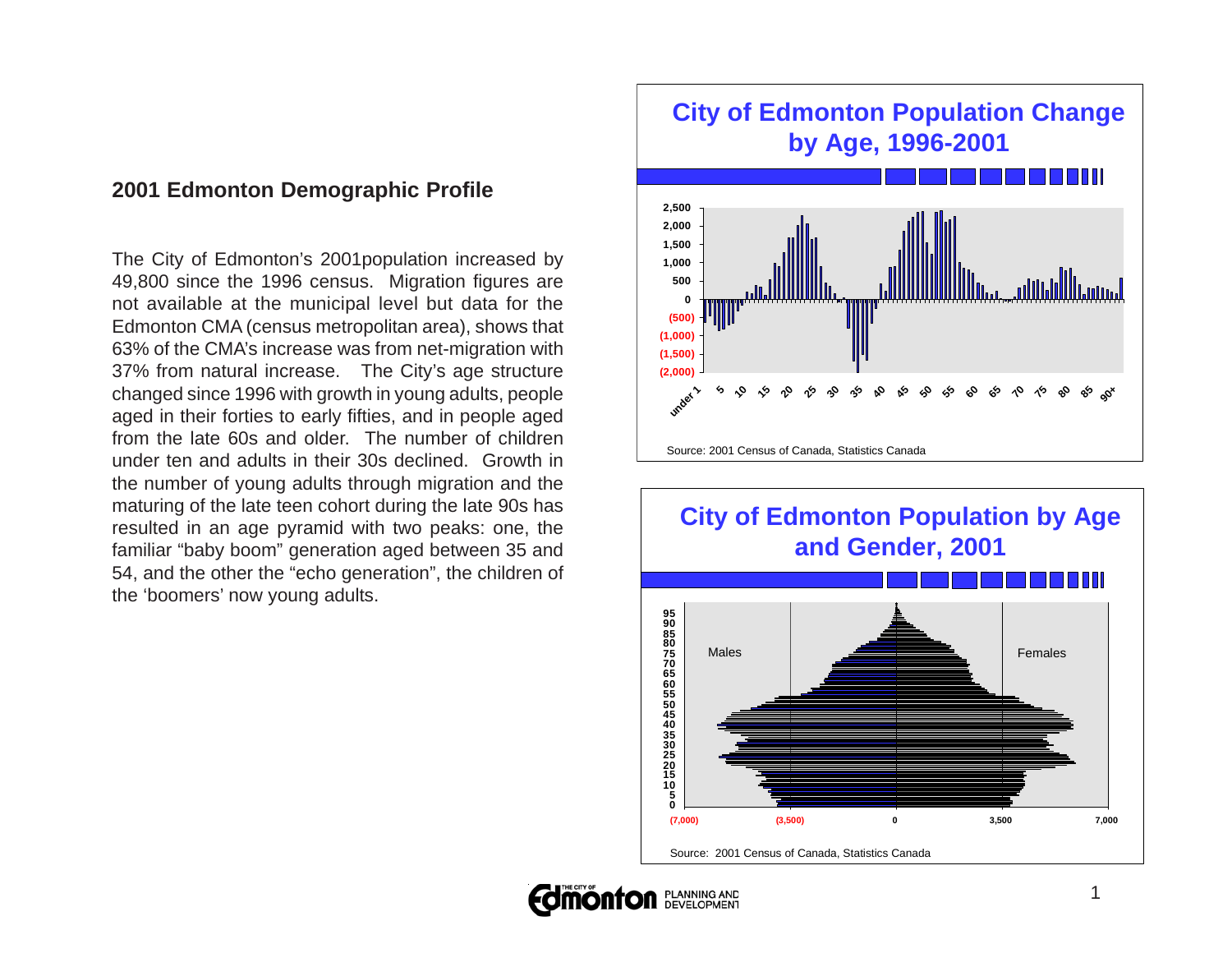## 2001 Edmonton Demographic Profile

The City of Edmonton's 2001population increased by 49,800 since the 1996 census. Migration figures are not available at the municipal level but data for the Edmonton CMA (census metropolitan area), shows that 63% of the CMA's increase was from net-migration with 37% from natural increase. The City's age structure changed since 1996 with growth in young adults, people aged in their forties to early fifties, and in people aged from the late 60s and older. The number of children under ten and adults in their 30s declined. Growth in the number of young adults through migration and the maturing of the late teen cohort during the late 90s has resulted in an age pyramid with two peaks: one, the familiar "baby boom" generation aged between 35 and 54, and the other the "echo generation", the children of the 'boomers' now young adults.

### City of Edmonton Population Change by Age, 1996-2001

Source: 2001 Census of Canada, Statistics Canada

### City of Edmonton Population by Age and Gender, 2001

Source: 2001 Census of Canada, Statistics Canada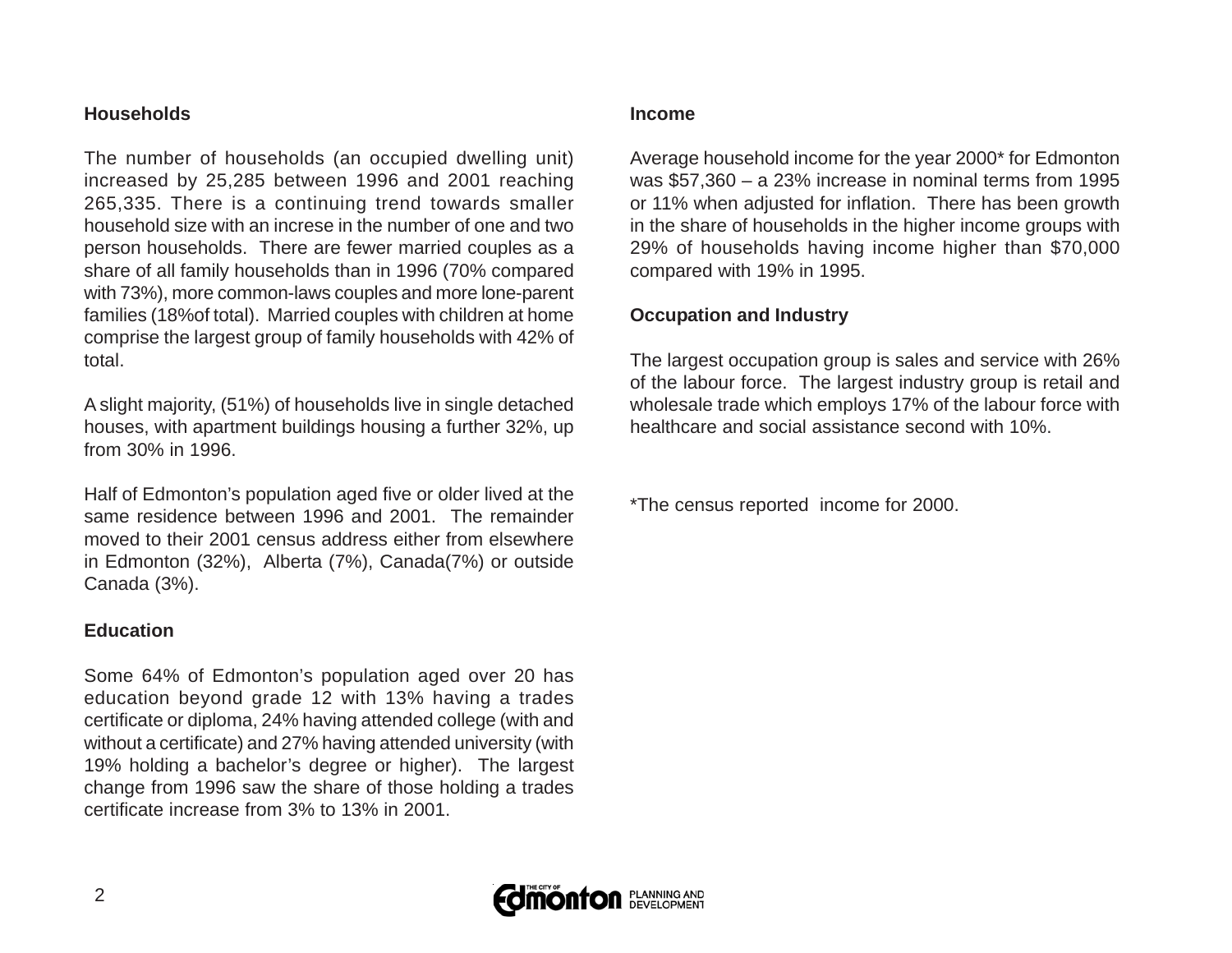**Households**

The number of households (an occupied dwelling unit) increased by 25,285 between 1996 and 2001 reaching 265,335. There is a continuing trend towards smaller household size with an increse in the number of one and two person households. There are fewer married couples as a share of all family households than in 1996 (70% compared with 73%), more common-laws couples and more lone-parent families (18%of total). Married couples with children at home comprise the largest group of family households with 42% of total.

A slight majority, (51%) of households live in single detached houses, with apartment buildings housing a further 32%, up from 30% in 1996.

Half of Edmonton's population aged five or older lived at the same residence between 1996 and 2001. The remainder moved to their 2001 census address either from elsewhere in Edmonton (32%), Alberta (7%), Canada(7%) or outside Canada (3%).

**Education**

Some 64% of Edmonton's population aged over 20 has education beyond grade 12 with 13% having a trades certificate or diploma, 24% having attended college (with and without a certificate) and 27% having attended university (with 19% holding a bachelor's degree or higher). The largest change from 1996 saw the share of those holding a trades certificate increase from 3% to 13% in 2001.

**Income**

Average household income for the year 2000* for Edmonton was $57,360 – a 23% increase in nominal terms from 1995 or 11% when adjusted for inflation. There has been growth in the share of households in the higher income groups with 29% of households having income higher than $70,000 compared with 19% in 1995.

**Occupation and Industry**

The largest occupation group is sales and service with 26% of the labour force. The largest industry group is retail and wholesale trade which employs 17% of the labour force with healthcare and social assistance second with 10%.

*The census reported income for 2000.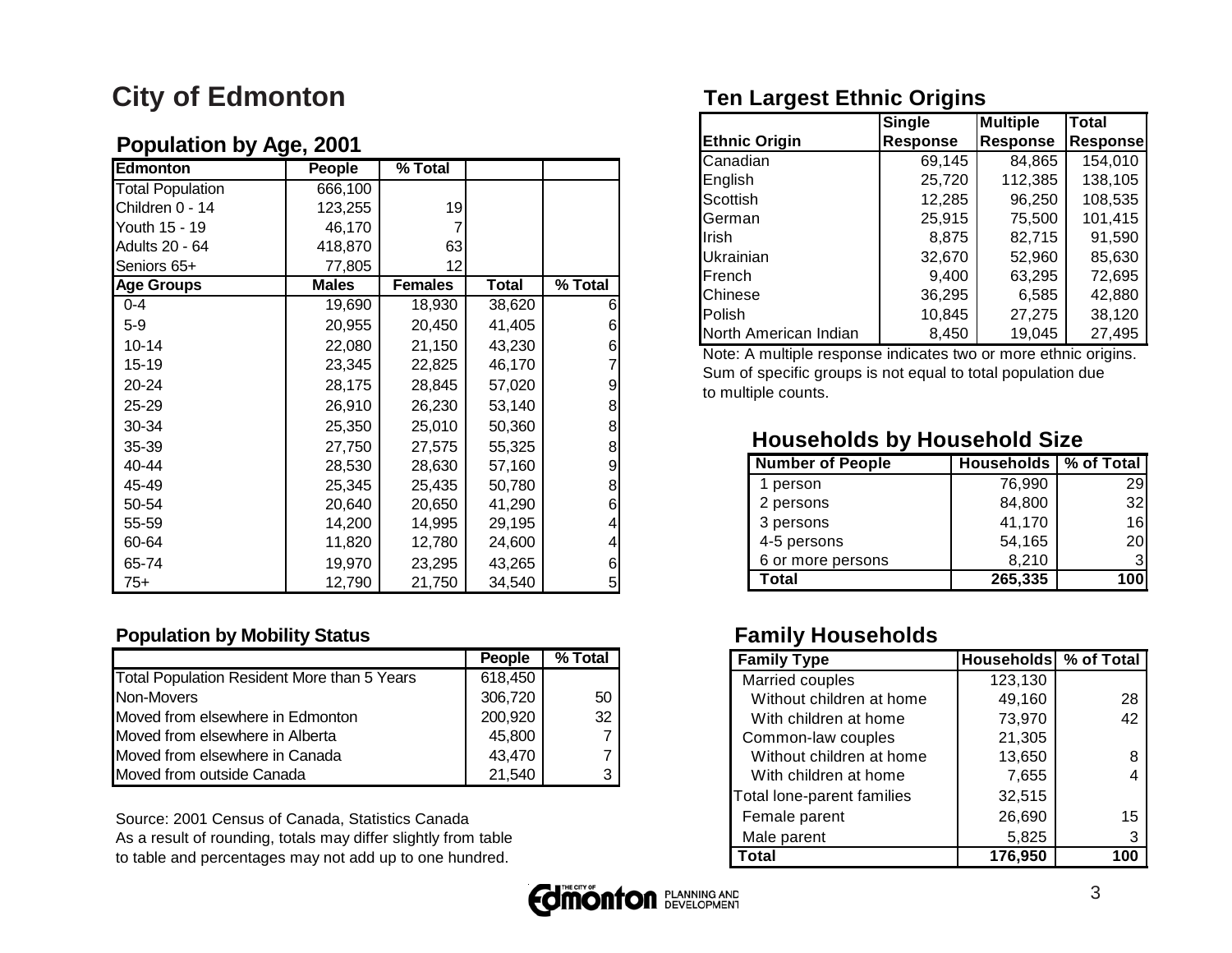# City of Edmonton

## Population by Age, 2001

| Edmonton | People | % Total | | |
|---|---|---|---|---|
| Total Population | 666,100 | | | |
| Children 0 - 14 | 123,255 | 19 | | |
| Youth 15 - 19 | 46,170 | 7 | | |
| Adults 20 - 64 | 418,870 | 63 | | |
| Seniors 65+ | 77,805 | 12 | | |
| **Age Groups** | **Males** | **Females** | **Total** | **% Total** |
| 0-4 | 19,690 | 18,930 | 38,620 | 6 |
| 5-9 | 20,955 | 20,450 | 41,405 | 6 |
| 10-14 | 22,080 | 21,150 | 43,230 | 6 |
| 15-19 | 23,345 | 22,825 | 46,170 | 7 |
| 20-24 | 28,175 | 28,845 | 57,020 | 9 |
| 25-29 | 26,910 | 26,230 | 53,140 | 8 |
| 30-34 | 25,350 | 25,010 | 50,360 | 8 |
| 35-39 | 27,750 | 27,575 | 55,325 | 8 |
| 40-44 | 28,530 | 28,630 | 57,160 | 9 |
| 45-49 | 25,345 | 25,435 | 50,780 | 8 |
| 50-54 | 20,640 | 20,650 | 41,290 | 6 |
| 55-59 | 14,200 | 14,995 | 29,195 | 4 |
| 60-64 | 11,820 | 12,780 | 24,600 | 4 |
| 65-74 | 19,970 | 23,295 | 43,265 | 6 |
| 75+ | 12,790 | 21,750 | 34,540 | 5 |

### Population by Mobility Status

| | People | % Total |
|---|---|---|
| Total Population Resident More than 5 Years | 618,450 | |
| Non-Movers | 306,720 | 50 |
| Moved from elsewhere in Edmonton | 200,920 | 32 |
| Moved from elsewhere in Alberta | 45,800 | 7 |
| Moved from elsewhere in Canada | 43,470 | 7 |
| Moved from outside Canada | 21,540 | 3 |

Source: 2001 Census of Canada, Statistics Canada
As a result of rounding, totals may differ slightly from table to table and percentages may not add up to one hundred.

## Ten Largest Ethnic Origins

| Ethnic Origin | Single Response | Multiple Response | Total Response |
|---|---|---|---|
| Canadian | 69,145 | 84,865 | 154,010 |
| English | 25,720 | 112,385 | 138,105 |
| Scottish | 12,285 | 96,250 | 108,535 |
| German | 25,915 | 75,500 | 101,415 |
| Irish | 8,875 | 82,715 | 91,590 |
| Ukrainian | 32,670 | 52,960 | 85,630 |
| French | 9,400 | 63,295 | 72,695 |
| Chinese | 36,295 | 6,585 | 42,880 |
| Polish | 10,845 | 27,275 | 38,120 |
| North American Indian | 8,450 | 19,045 | 27,495 |

Note: A multiple response indicates two or more ethnic origins. Sum of specific groups is not equal to total population due to multiple counts.

## Households by Household Size

| Number of People | Households | % of Total |
|---|---|---|
| 1 person | 76,990 | 29 |
| 2 persons | 84,800 | 32 |
| 3 persons | 41,170 | 16 |
| 4-5 persons | 54,165 | 20 |
| 6 or more persons | 8,210 | 3 |
| **Total** | **265,335** | **100** |

## Family Households

| Family Type | Households | % of Total |
|---|---|---|
| Married couples | 123,130 | |
| Without children at home | 49,160 | 28 |
| With children at home | 73,970 | 42 |
| Common-law couples | 21,305 | |
| Without children at home | 13,650 | 8 |
| With children at home | 7,655 | 4 |
| Total lone-parent families | 32,515 | |
| Female parent | 26,690 | 15 |
| Male parent | 5,825 | 3 |
| **Total** | **176,950** | **100** |

The City of Edmonton Planning and Development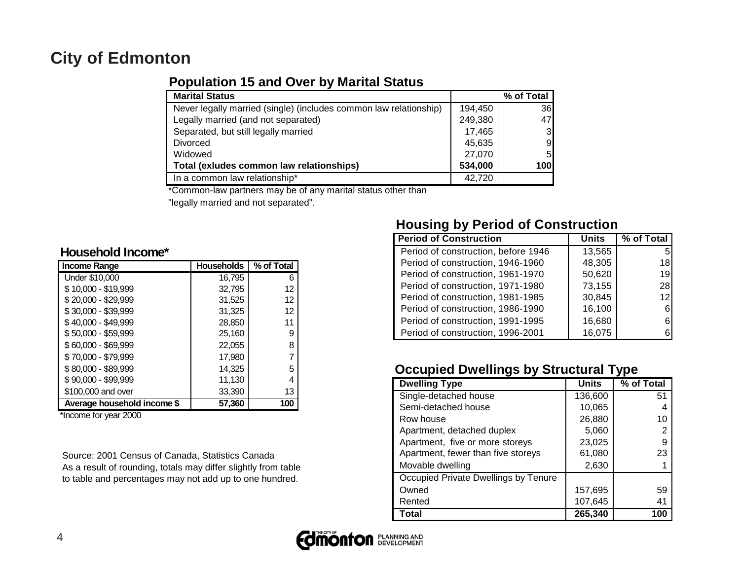# City of Edmonton

## Population 15 and Over by Marital Status

| Marital Status | | % of Total |
|---|---|---|
| Never legally married (single) (includes common law relationship) | 194,450 | 36 |
| Legally married (and not separated) | 249,380 | 47 |
| Separated, but still legally married | 17,465 | 3 |
| Divorced | 45,635 | 9 |
| Widowed | 27,070 | 5 |
| **Total (exludes common law relationships)** | **534,000** | **100** |
| In a common law relationship* | 42,720 | |

*Common-law partners may be of any marital status other than "legally married and not separated".

## Household Income*

| Income Range | Households | % of Total |
|---|---|---|
| Under $10,000 | 16,795 | 6 |
| $ 10,000 - $19,999 | 32,795 | 12 |
| $ 20,000 - $29,999 | 31,525 | 12 |
| $ 30,000 - $39,999 | 31,325 | 12 |
| $ 40,000 - $49,999 | 28,850 | 11 |
| $ 50,000 - $59,999 | 25,160 | 9 |
| $ 60,000 - $69,999 | 22,055 | 8 |
| $ 70,000 - $79,999 | 17,980 | 7 |
| $ 80,000 - $89,999 | 14,325 | 5 |
| $ 90,000 - $99,999 | 11,130 | 4 |
| $100,000 and over | 33,390 | 13 |
| **Average household income $** | **57,360** | **100** |

*Income for year 2000

## Housing by Period of Construction

| Period of Construction | Units | % of Total |
|---|---|---|
| Period of construction, before 1946 | 13,565 | 5 |
| Period of construction, 1946-1960 | 48,305 | 18 |
| Period of construction, 1961-1970 | 50,620 | 19 |
| Period of construction, 1971-1980 | 73,155 | 28 |
| Period of construction, 1981-1985 | 30,845 | 12 |
| Period of construction, 1986-1990 | 16,100 | 6 |
| Period of construction, 1991-1995 | 16,680 | 6 |
| Period of construction, 1996-2001 | 16,075 | 6 |

## Occupied Dwellings by Structural Type

| Dwelling Type | Units | % of Total |
|---|---|---|
| Single-detached house | 136,600 | 51 |
| Semi-detached house | 10,065 | 4 |
| Row house | 26,880 | 10 |
| Apartment, detached duplex | 5,060 | 2 |
| Apartment, five or more storeys | 23,025 | 9 |
| Apartment, fewer than five storeys | 61,080 | 23 |
| Movable dwelling | 2,630 | 1 |
| Occupied Private Dwellings by Tenure | | |
| Owned | 157,695 | 59 |
| Rented | 107,645 | 41 |
| **Total** | **265,340** | **100** |

Source: 2001 Census of Canada, Statistics Canada
As a result of rounding, totals may differ slightly from table to table and percentages may not add up to one hundred.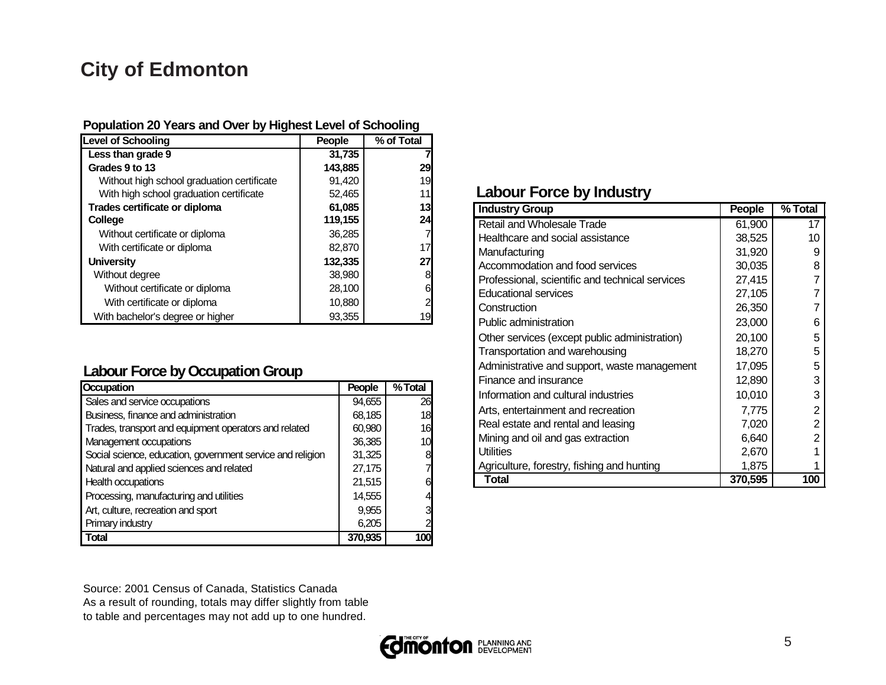# City of Edmonton

### Population 20 Years and Over by Highest Level of Schooling

| Level of Schooling | People | % of Total |
|---|---|---|
| **Less than grade 9** | **31,735** | **7** |
| **Grades 9 to 13** | **143,885** | **29** |
| Without high school graduation certificate | 91,420 | 19 |
| With high school graduation certificate | 52,465 | 11 |
| **Trades certificate or diploma** | **61,085** | **13** |
| **College** | **119,155** | **24** |
| Without certificate or diploma | 36,285 | 7 |
| With certificate or diploma | 82,870 | 17 |
| **University** | **132,335** | **27** |
| Without degree | 38,980 | 8 |
| Without certificate or diploma | 28,100 | 6 |
| With certificate or diploma | 10,880 | 2 |
| With bachelor's degree or higher | 93,355 | 19 |

### Labour Force by Occupation Group

| Occupation | People | % Total |
|---|---|---|
| Sales and service occupations | 94,655 | 26 |
| Business, finance and administration | 68,185 | 18 |
| Trades, transport and equipment operators and related | 60,980 | 16 |
| Management occupations | 36,385 | 10 |
| Social science, education, government service and religion | 31,325 | 8 |
| Natural and applied sciences and related | 27,175 | 7 |
| Health occupations | 21,515 | 6 |
| Processing, manufacturing and utilities | 14,555 | 4 |
| Art, culture, recreation and sport | 9,955 | 3 |
| Primary industry | 6,205 | 2 |
| **Total** | **370,935** | **100** |

### Labour Force by Industry

| Industry Group | People | % Total |
|---|---|---|
| Retail and Wholesale Trade | 61,900 | 17 |
| Healthcare and social assistance | 38,525 | 10 |
| Manufacturing | 31,920 | 9 |
| Accommodation and food services | 30,035 | 8 |
| Professional, scientific and technical services | 27,415 | 7 |
| Educational services | 27,105 | 7 |
| Construction | 26,350 | 7 |
| Public administration | 23,000 | 6 |
| Other services (except public administration) | 20,100 | 5 |
| Transportation and warehousing | 18,270 | 5 |
| Administrative and support, waste management | 17,095 | 5 |
| Finance and insurance | 12,890 | 3 |
| Information and cultural industries | 10,010 | 3 |
| Arts, entertainment and recreation | 7,775 | 2 |
| Real estate and rental and leasing | 7,020 | 2 |
| Mining and oil and gas extraction | 6,640 | 2 |
| Utilities | 2,670 | 1 |
| Agriculture, forestry, fishing and hunting | 1,875 | 1 |
| **Total** | **370,595** | **100** |

Source: 2001 Census of Canada, Statistics Canada
As a result of rounding, totals may differ slightly from table to table and percentages may not add up to one hundred.

The City of Edmonton Planning and Development